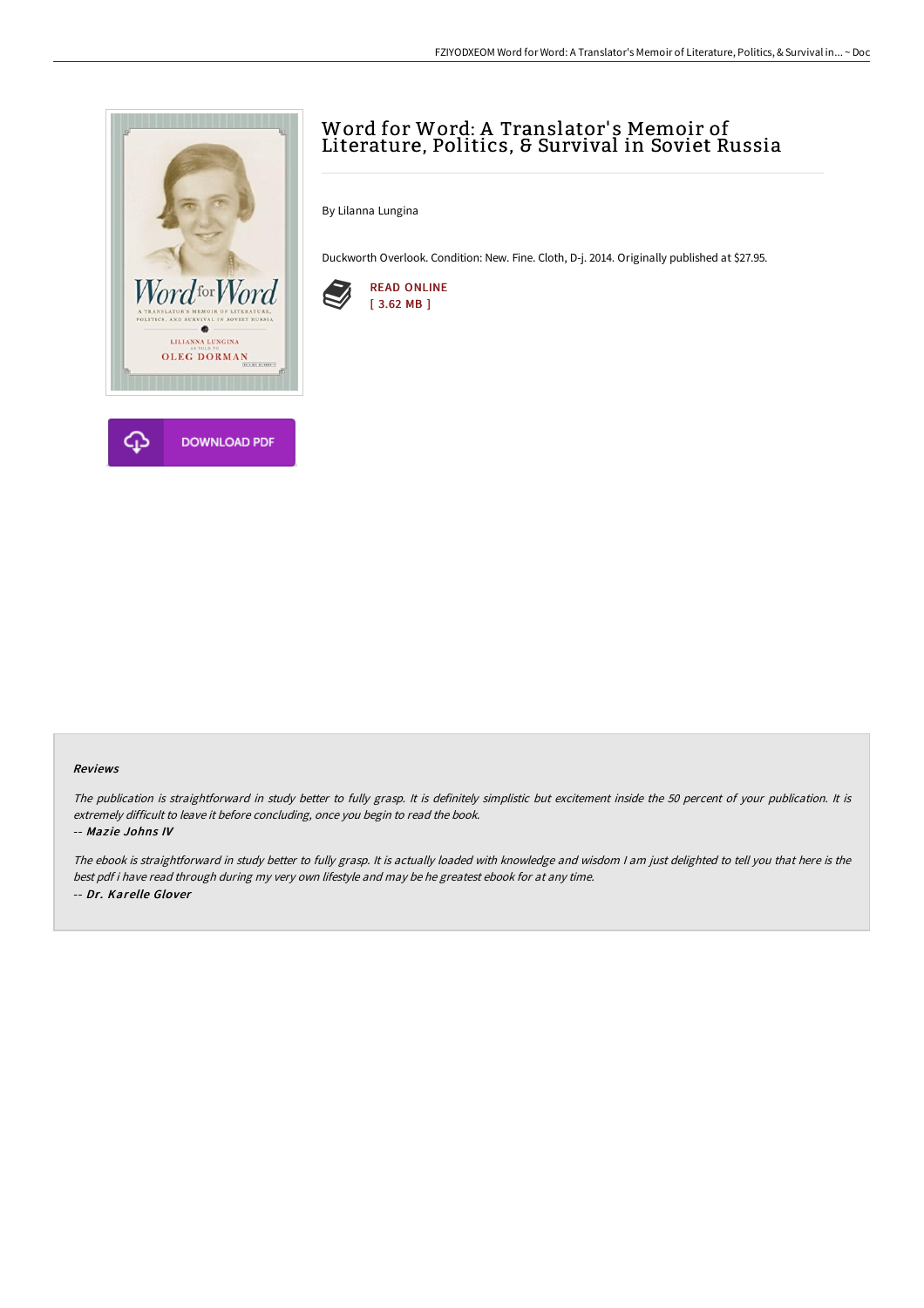# Word for Word: A Translator's Memoir of Literature, Politics, & Survival in Soviet Russia

By Lilanna Lungina

Duckworth Overlook. Condition: New. Fine. Cloth, D-j. 2014. Originally published at $27.95.

READ ONLINE
[ 3.62 MB ]

DOWNLOAD PDF

### Reviews

*The publication is straightforward in study better to fully grasp. It is definitely simplistic but excitement inside the 50 percent of your publication. It is extremely difficult to leave it before concluding, once you begin to read the book.*

*-- Mazie Johns IV*

*The ebook is straightforward in study better to fully grasp. It is actually loaded with knowledge and wisdom I am just delighted to tell you that here is the best pdf i have read through during my very own lifestyle and may be he greatest ebook for at any time.*

*-- Dr. Karelle Glover*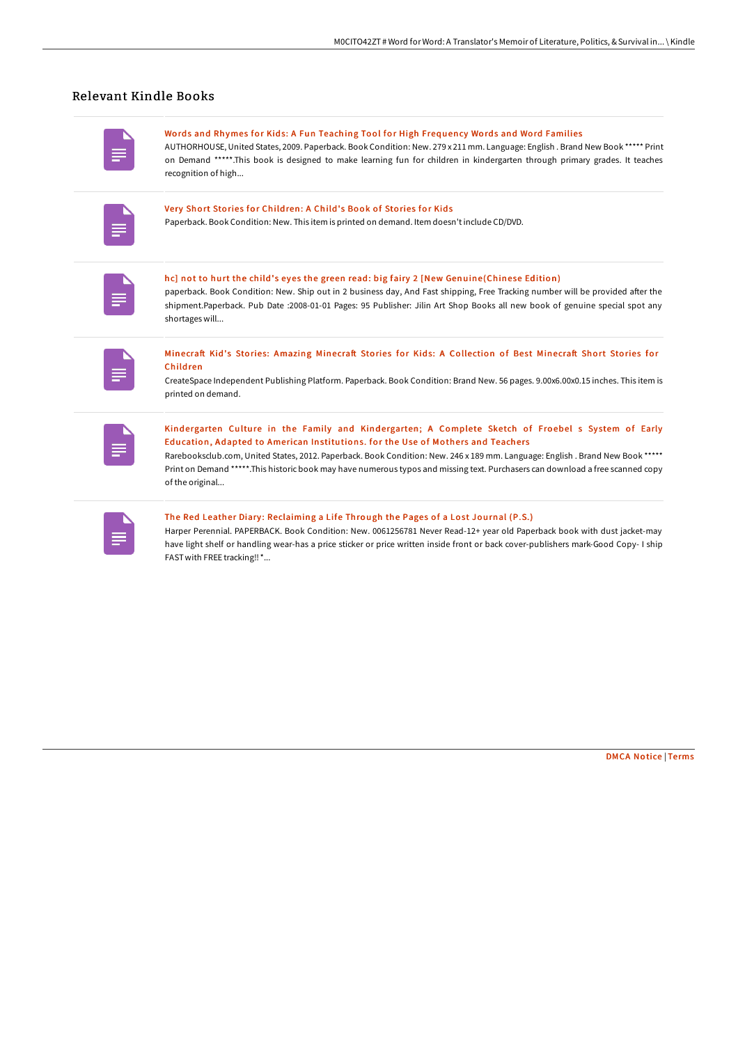## Relevant Kindle Books

### Words and Rhymes for Kids: A Fun Teaching Tool for High Frequency Words and Word Families

AUTHORHOUSE, United States, 2009. Paperback. Book Condition: New. 279 x 211 mm. Language: English . Brand New Book ***** Print on Demand *****.This book is designed to make learning fun for children in kindergarten through primary grades. It teaches recognition of high...

### Very Short Stories for Children: A Child's Book of Stories for Kids

Paperback. Book Condition: New. This item is printed on demand. Item doesn't include CD/DVD.

### hc] not to hurt the child's eyes the green read: big fairy 2 [New Genuine(Chinese Edition)

paperback. Book Condition: New. Ship out in 2 business day, And Fast shipping, Free Tracking number will be provided after the shipment.Paperback. Pub Date :2008-01-01 Pages: 95 Publisher: Jilin Art Shop Books all new book of genuine special spot any shortages will...

### Minecraft Kid's Stories: Amazing Minecraft Stories for Kids: A Collection of Best Minecraft Short Stories for Children

CreateSpace Independent Publishing Platform. Paperback. Book Condition: Brand New. 56 pages. 9.00x6.00x0.15 inches. This item is printed on demand.

### Kindergarten Culture in the Family and Kindergarten; A Complete Sketch of Froebel s System of Early Education, Adapted to American Institutions. for the Use of Mothers and Teachers

Rarebooksclub.com, United States, 2012. Paperback. Book Condition: New. 246 x 189 mm. Language: English . Brand New Book ***** Print on Demand *****.This historic book may have numerous typos and missing text. Purchasers can download a free scanned copy of the original...

### The Red Leather Diary: Reclaiming a Life Through the Pages of a Lost Journal (P.S.)

Harper Perennial. PAPERBACK. Book Condition: New. 0061256781 Never Read-12+ year old Paperback book with dust jacket-may have light shelf or handling wear-has a price sticker or price written inside front or back cover-publishers mark-Good Copy- I ship FAST with FREE tracking!! *...

DMCA Notice | Terms